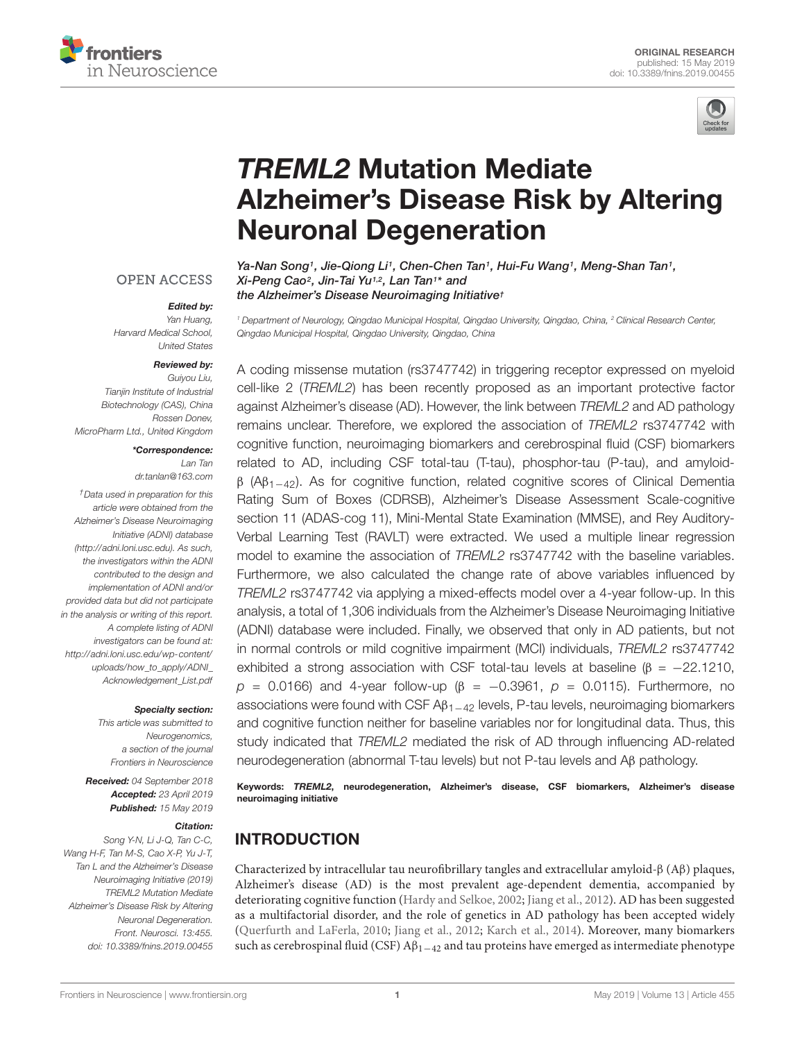ORIGINAL RESEARCH
published: 15 May 2019
doi: 10.3389/fnins.2019.00455

# *TREML2* Mutation Mediate Alzheimer's Disease Risk by Altering Neuronal Degeneration

*Ya-Nan Song[1], Jie-Qiong Li[1], Chen-Chen Tan[1], Hui-Fu Wang[1], Meng-Shan Tan[1], Xi-Peng Cao[2], Jin-Tai Yu[1,2], Lan Tan[1]\* and the Alzheimer's Disease Neuroimaging Initiative†*

[1] Department of Neurology, Qingdao Municipal Hospital, Qingdao University, Qingdao, China, [2] Clinical Research Center, Qingdao Municipal Hospital, Qingdao University, Qingdao, China

OPEN ACCESS

**Edited by:**
Yan Huang,
Harvard Medical School,
United States

**Reviewed by:**
Guiyou Liu,
Tianjin Institute of Industrial Biotechnology (CAS), China
Rossen Donev,
MicroPharm Ltd., United Kingdom

**\*Correspondence:**
Lan Tan
dr.tanlan@163.com

†Data used in preparation for this article were obtained from the Alzheimer's Disease Neuroimaging Initiative (ADNI) database (http://adni.loni.usc.edu). As such, the investigators within the ADNI contributed to the design and implementation of ADNI and/or provided data but did not participate in the analysis or writing of this report. A complete listing of ADNI investigators can be found at: http://adni.loni.usc.edu/wp-content/uploads/how_to_apply/ADNI_Acknowledgement_List.pdf

**Specialty section:**
This article was submitted to Neurogenomics, a section of the journal Frontiers in Neuroscience

**Received:** 04 September 2018
**Accepted:** 23 April 2019
**Published:** 15 May 2019

**Citation:**
Song Y-N, Li J-Q, Tan C-C, Wang H-F, Tan M-S, Cao X-P, Yu J-T, Tan L and the Alzheimer's Disease Neuroimaging Initiative (2019) TREML2 Mutation Mediate Alzheimer's Disease Risk by Altering Neuronal Degeneration. Front. Neurosci. 13:455. doi: 10.3389/fnins.2019.00455

A coding missense mutation (rs3747742) in triggering receptor expressed on myeloid cell-like 2 (*TREML2*) has been recently proposed as an important protective factor against Alzheimer's disease (AD). However, the link between *TREML2* and AD pathology remains unclear. Therefore, we explored the association of *TREML2* rs3747742 with cognitive function, neuroimaging biomarkers and cerebrospinal fluid (CSF) biomarkers related to AD, including CSF total-tau (T-tau), phosphor-tau (P-tau), and amyloid-β ($A\beta_{1-42}$). As for cognitive function, related cognitive scores of Clinical Dementia Rating Sum of Boxes (CDRSB), Alzheimer's Disease Assessment Scale-cognitive section 11 (ADAS-cog 11), Mini-Mental State Examination (MMSE), and Rey Auditory-Verbal Learning Test (RAVLT) were extracted. We used a multiple linear regression model to examine the association of *TREML2* rs3747742 with the baseline variables. Furthermore, we also calculated the change rate of above variables influenced by *TREML2* rs3747742 via applying a mixed-effects model over a 4-year follow-up. In this analysis, a total of 1,306 individuals from the Alzheimer's Disease Neuroimaging Initiative (ADNI) database were included. Finally, we observed that only in AD patients, but not in normal controls or mild cognitive impairment (MCI) individuals, *TREML2* rs3747742 exhibited a strong association with CSF total-tau levels at baseline ($\beta = -22.1210$, $p = 0.0166$) and 4-year follow-up ($\beta = -0.3961$, $p = 0.0115$). Furthermore, no associations were found with CSF $A\beta_{1-42}$ levels, P-tau levels, neuroimaging biomarkers and cognitive function neither for baseline variables nor for longitudinal data. Thus, this study indicated that *TREML2* mediated the risk of AD through influencing AD-related neurodegeneration (abnormal T-tau levels) but not P-tau levels and Aβ pathology.

**Keywords:** ***TREML2***, **neurodegeneration, Alzheimer's disease, CSF biomarkers, Alzheimer's disease neuroimaging initiative**

## INTRODUCTION

Characterized by intracellular tau neurofibrillary tangles and extracellular amyloid-β (Aβ) plaques, Alzheimer's disease (AD) is the most prevalent age-dependent dementia, accompanied by deteriorating cognitive function (Hardy and Selkoe, 2002; Jiang et al., 2012). AD has been suggested as a multifactorial disorder, and the role of genetics in AD pathology has been accepted widely (Querfurth and LaFerla, 2010; Jiang et al., 2012; Karch et al., 2014). Moreover, many biomarkers such as cerebrospinal fluid (CSF) $A\beta_{1-42}$ and tau proteins have emerged as intermediate phenotype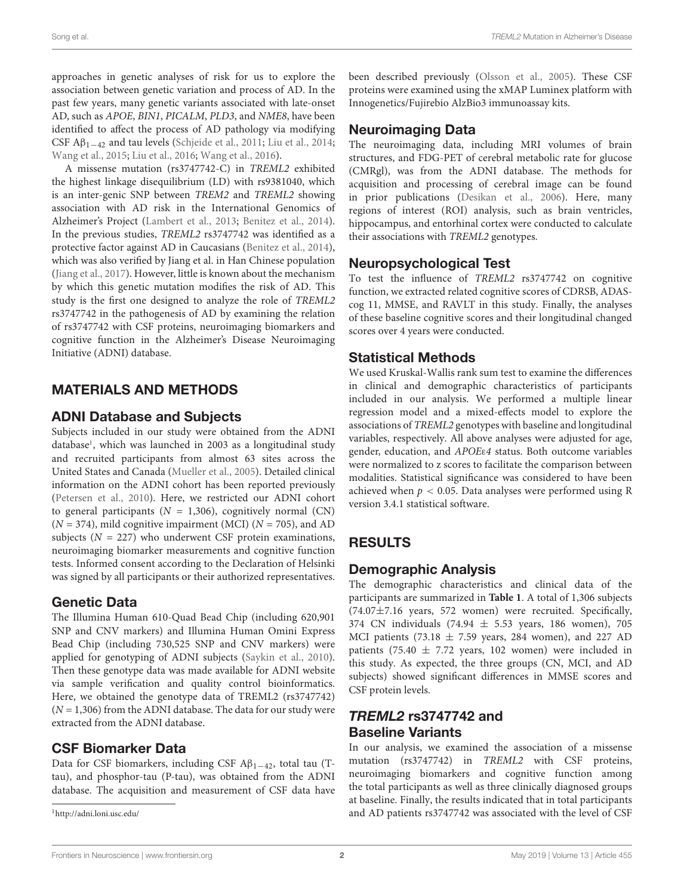approaches in genetic analyses of risk for us to explore the association between genetic variation and process of AD. In the past few years, many genetic variants associated with late-onset AD, such as *APOE*, *BIN1*, *PICALM*, *PLD3*, and *NME8*, have been identified to affect the process of AD pathology via modifying CSF $A\beta_{1-42}$ and tau levels (Schjeide et al., 2011; Liu et al., 2014; Wang et al., 2015; Liu et al., 2016; Wang et al., 2016).

A missense mutation (rs3747742-C) in *TREML2* exhibited the highest linkage disequilibrium (LD) with rs9381040, which is an inter-genic SNP between *TREM2* and *TREML2* showing association with AD risk in the International Genomics of Alzheimer's Project (Lambert et al., 2013; Benitez et al., 2014). In the previous studies, *TREML2* rs3747742 was identified as a protective factor against AD in Caucasians (Benitez et al., 2014), which was also verified by Jiang et al. in Han Chinese population (Jiang et al., 2017). However, little is known about the mechanism by which this genetic mutation modifies the risk of AD. This study is the first one designed to analyze the role of *TREML2* rs3747742 in the pathogenesis of AD by examining the relation of rs3747742 with CSF proteins, neuroimaging biomarkers and cognitive function in the Alzheimer's Disease Neuroimaging Initiative (ADNI) database.

## MATERIALS AND METHODS

### ADNI Database and Subjects

Subjects included in our study were obtained from the ADNI database[1], which was launched in 2003 as a longitudinal study and recruited participants from almost 63 sites across the United States and Canada (Mueller et al., 2005). Detailed clinical information on the ADNI cohort has been reported previously (Petersen et al., 2010). Here, we restricted our ADNI cohort to general participants ($N$ = 1,306), cognitively normal (CN) ($N$ = 374), mild cognitive impairment (MCI) ($N$ = 705), and AD subjects ($N$ = 227) who underwent CSF protein examinations, neuroimaging biomarker measurements and cognitive function tests. Informed consent according to the Declaration of Helsinki was signed by all participants or their authorized representatives.

### Genetic Data

The Illumina Human 610-Quad Bead Chip (including 620,901 SNP and CNV markers) and Illumina Human Omini Express Bead Chip (including 730,525 SNP and CNV markers) were applied for genotyping of ADNI subjects (Saykin et al., 2010). Then these genotype data was made available for ADNI website via sample verification and quality control bioinformatics. Here, we obtained the genotype data of TREML2 (rs3747742) ($N$ = 1,306) from the ADNI database. The data for our study were extracted from the ADNI database.

### CSF Biomarker Data

Data for CSF biomarkers, including CSF $A\beta_{1-42}$, total tau (T-tau), and phosphor-tau (P-tau), was obtained from the ADNI database. The acquisition and measurement of CSF data have been described previously (Olsson et al., 2005). These CSF proteins were examined using the xMAP Luminex platform with Innogenetics/Fujirebio AlzBio3 immunoassay kits.

### Neuroimaging Data

The neuroimaging data, including MRI volumes of brain structures, and FDG-PET of cerebral metabolic rate for glucose (CMRgl), was from the ADNI database. The methods for acquisition and processing of cerebral image can be found in prior publications (Desikan et al., 2006). Here, many regions of interest (ROI) analysis, such as brain ventricles, hippocampus, and entorhinal cortex were conducted to calculate their associations with *TREML2* genotypes.

### Neuropsychological Test

To test the influence of *TREML2* rs3747742 on cognitive function, we extracted related cognitive scores of CDRSB, ADAS-cog 11, MMSE, and RAVLT in this study. Finally, the analyses of these baseline cognitive scores and their longitudinal changed scores over 4 years were conducted.

### Statistical Methods

We used Kruskal-Wallis rank sum test to examine the differences in clinical and demographic characteristics of participants included in our analysis. We performed a multiple linear regression model and a mixed-effects model to explore the associations of *TREML2* genotypes with baseline and longitudinal variables, respectively. All above analyses were adjusted for age, gender, education, and *APOEε4* status. Both outcome variables were normalized to z scores to facilitate the comparison between modalities. Statistical significance was considered to have been achieved when $p < 0.05$. Data analyses were performed using R version 3.4.1 statistical software.

## RESULTS

### Demographic Analysis

The demographic characteristics and clinical data of the participants are summarized in **Table 1**. A total of 1,306 subjects (74.07±7.16 years, 572 women) were recruited. Specifically, 374 CN individuals (74.94 ± 5.53 years, 186 women), 705 MCI patients (73.18 ± 7.59 years, 284 women), and 227 AD patients (75.40 ± 7.72 years, 102 women) were included in this study. As expected, the three groups (CN, MCI, and AD subjects) showed significant differences in MMSE scores and CSF protein levels.

### *TREML2* rs3747742 and Baseline Variants

In our analysis, we examined the association of a missense mutation (rs3747742) in *TREML2* with CSF proteins, neuroimaging biomarkers and cognitive function among the total participants as well as three clinically diagnosed groups at baseline. Finally, the results indicated that in total participants and AD patients rs3747742 was associated with the level of CSF

[1]http://adni.loni.usc.edu/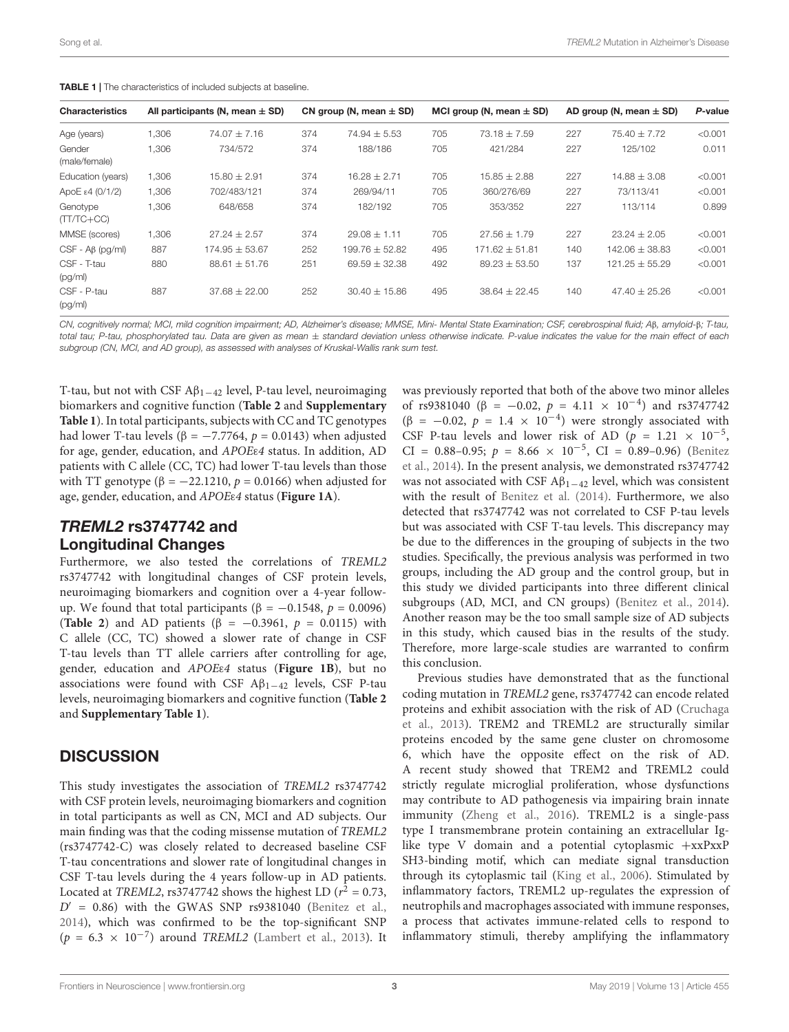**TABLE 1 |** The characteristics of included subjects at baseline.

| Characteristics | All participants (N, mean ± SD) | | CN group (N, mean ± SD) | | MCI group (N, mean ± SD) | | AD group (N, mean ± SD) | | P-value |
|---|---|---|---|---|---|---|---|---|---|
| Age (years) | 1,306 | 74.07 ± 7.16 | 374 | 74.94 ± 5.53 | 705 | 73.18 ± 7.59 | 227 | 75.40 ± 7.72 | <0.001 |
| Gender (male/female) | 1,306 | 734/572 | 374 | 188/186 | 705 | 421/284 | 227 | 125/102 | 0.011 |
| Education (years) | 1,306 | 15.80 ± 2.91 | 374 | 16.28 ± 2.71 | 705 | 15.85 ± 2.88 | 227 | 14.88 ± 3.08 | <0.001 |
| ApoE ε4 (0/1/2) | 1,306 | 702/483/121 | 374 | 269/94/11 | 705 | 360/276/69 | 227 | 73/113/41 | <0.001 |
| Genotype (TT/TC+CC) | 1,306 | 648/658 | 374 | 182/192 | 705 | 353/352 | 227 | 113/114 | 0.899 |
| MMSE (scores) | 1,306 | 27.24 ± 2.57 | 374 | 29.08 ± 1.11 | 705 | 27.56 ± 1.79 | 227 | 23.24 ± 2.05 | <0.001 |
| CSF - Aβ (pg/ml) | 887 | 174.95 ± 53.67 | 252 | 199.76 ± 52.82 | 495 | 171.62 ± 51.81 | 140 | 142.06 ± 38.83 | <0.001 |
| CSF - T-tau (pg/ml) | 880 | 88.61 ± 51.76 | 251 | 69.59 ± 32.38 | 492 | 89.23 ± 53.50 | 137 | 121.25 ± 55.29 | <0.001 |
| CSF - P-tau (pg/ml) | 887 | 37.68 ± 22.00 | 252 | 30.40 ± 15.86 | 495 | 38.64 ± 22.45 | 140 | 47.40 ± 25.26 | <0.001 |

*CN, cognitively normal; MCI, mild cognition impairment; AD, Alzheimer's disease; MMSE, Mini- Mental State Examination; CSF, cerebrospinal fluid; Aβ, amyloid-β; T-tau, total tau; P-tau, phosphorylated tau. Data are given as mean ± standard deviation unless otherwise indicate. P-value indicates the value for the main effect of each subgroup (CN, MCI, and AD group), as assessed with analyses of Kruskal-Wallis rank sum test.*

T-tau, but not with CSF $A\beta_{1-42}$ level, P-tau level, neuroimaging biomarkers and cognitive function (**Table 2** and **Supplementary Table 1**). In total participants, subjects with CC and TC genotypes had lower T-tau levels ($\beta = -7.7764$, $p = 0.0143$) when adjusted for age, gender, education, and *APOEε4* status. In addition, AD patients with C allele (CC, TC) had lower T-tau levels than those with TT genotype ($\beta = -22.1210$, $p = 0.0166$) when adjusted for age, gender, education, and *APOEε4* status (**Figure 1A**).

## *TREML2* rs3747742 and Longitudinal Changes

Furthermore, we also tested the correlations of *TREML2* rs3747742 with longitudinal changes of CSF protein levels, neuroimaging biomarkers and cognition over a 4-year follow-up. We found that total participants ($\beta = -0.1548$, $p = 0.0096$) (**Table 2**) and AD patients ($\beta = -0.3961$, $p = 0.0115$) with C allele (CC, TC) showed a slower rate of change in CSF T-tau levels than TT allele carriers after controlling for age, gender, education and *APOEε4* status (**Figure 1B**), but no associations were found with CSF $A\beta_{1-42}$ levels, CSF P-tau levels, neuroimaging biomarkers and cognitive function (**Table 2** and **Supplementary Table 1**).

## DISCUSSION

This study investigates the association of *TREML2* rs3747742 with CSF protein levels, neuroimaging biomarkers and cognition in total participants as well as CN, MCI and AD subjects. Our main finding was that the coding missense mutation of *TREML2* (rs3747742-C) was closely related to decreased baseline CSF T-tau concentrations and slower rate of longitudinal changes in CSF T-tau levels during the 4 years follow-up in AD patients. Located at *TREML2*, rs3747742 shows the highest LD ($r^2 = 0.73$, $D' = 0.86$) with the GWAS SNP rs9381040 (Benitez et al., 2014), which was confirmed to be the top-significant SNP ($p = 6.3 \times 10^{-7}$) around *TREML2* (Lambert et al., 2013). It was previously reported that both of the above two minor alleles of rs9381040 ($\beta = -0.02$, $p = 4.11 \times 10^{-4}$) and rs3747742 ($\beta = -0.02$, $p = 1.4 \times 10^{-4}$) were strongly associated with CSF P-tau levels and lower risk of AD ($p = 1.21 \times 10^{-5}$, CI = 0.88–0.95; $p = 8.66 \times 10^{-5}$, CI = 0.89–0.96) (Benitez et al., 2014). In the present analysis, we demonstrated rs3747742 was not associated with CSF $A\beta_{1-42}$ level, which was consistent with the result of Benitez et al. (2014). Furthermore, we also detected that rs3747742 was not correlated to CSF P-tau levels but was associated with CSF T-tau levels. This discrepancy may be due to the differences in the grouping of subjects in the two studies. Specifically, the previous analysis was performed in two groups, including the AD group and the control group, but in this study we divided participants into three different clinical subgroups (AD, MCI, and CN groups) (Benitez et al., 2014). Another reason may be the too small sample size of AD subjects in this study, which caused bias in the results of the study. Therefore, more large-scale studies are warranted to confirm this conclusion.

Previous studies have demonstrated that as the functional coding mutation in *TREML2* gene, rs3747742 can encode related proteins and exhibit association with the risk of AD (Cruchaga et al., 2013). TREM2 and TREML2 are structurally similar proteins encoded by the same gene cluster on chromosome 6, which have the opposite effect on the risk of AD. A recent study showed that TREM2 and TREML2 could strictly regulate microglial proliferation, whose dysfunctions may contribute to AD pathogenesis via impairing brain innate immunity (Zheng et al., 2016). TREML2 is a single-pass type I transmembrane protein containing an extracellular Ig-like type V domain and a potential cytoplasmic +xxPxxP SH3-binding motif, which can mediate signal transduction through its cytoplasmic tail (King et al., 2006). Stimulated by inflammatory factors, TREML2 up-regulates the expression of neutrophils and macrophages associated with immune responses, a process that activates immune-related cells to respond to inflammatory stimuli, thereby amplifying the inflammatory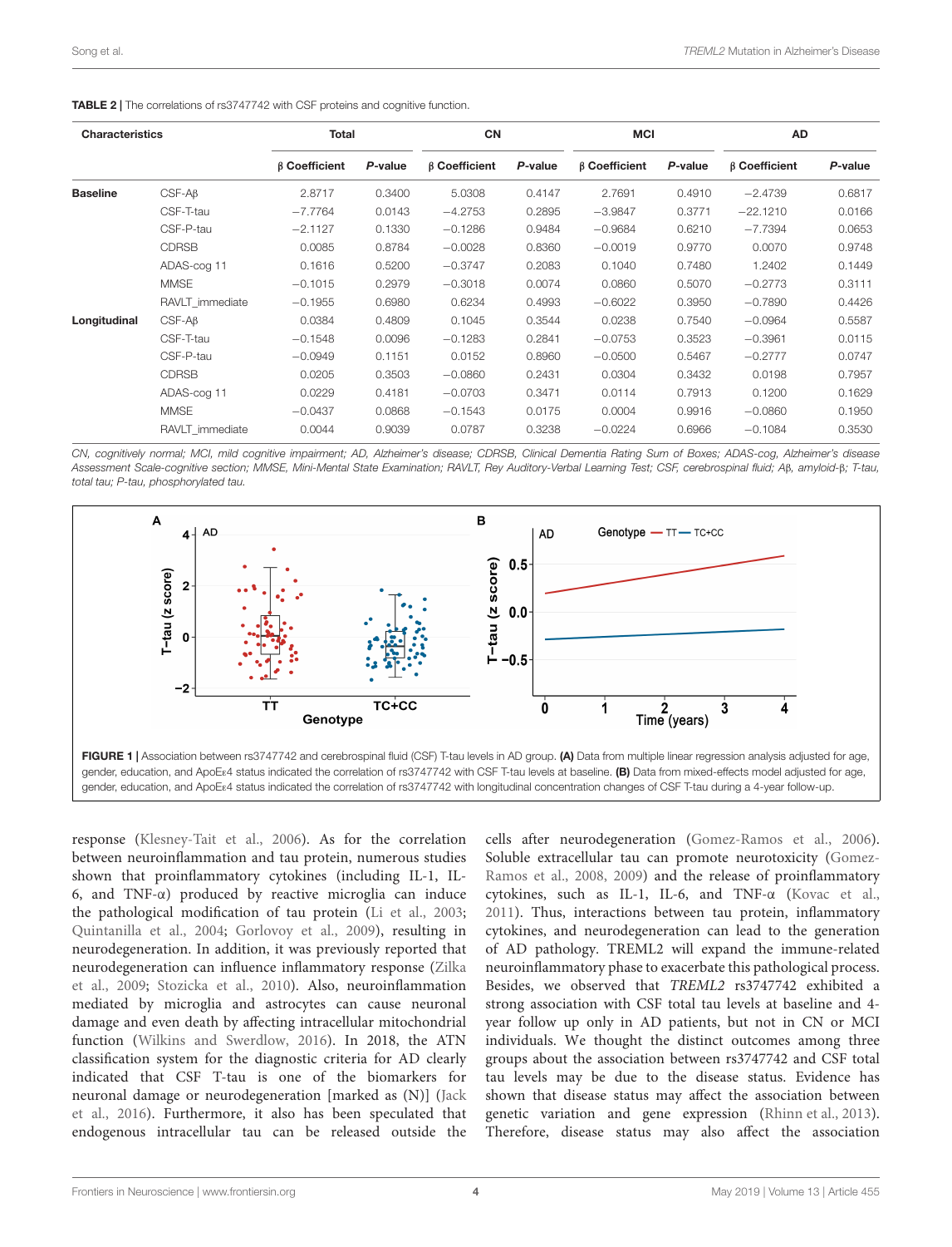**TABLE 2 |** The correlations of rs3747742 with CSF proteins and cognitive function.

| Characteristics | | Total | | CN | | MCI | | AD | |
|---|---|---|---|---|---|---|---|---|---|
| | | β Coefficient | P-value | β Coefficient | P-value | β Coefficient | P-value | β Coefficient | P-value |
| **Baseline** | CSF-Aβ | 2.8717 | 0.3400 | 5.0308 | 0.4147 | 2.7691 | 0.4910 | −2.4739 | 0.6817 |
| | CSF-T-tau | −7.7764 | 0.0143 | −4.2753 | 0.2895 | −3.9847 | 0.3771 | −22.1210 | 0.0166 |
| | CSF-P-tau | −2.1127 | 0.1330 | −0.1286 | 0.9484 | −0.9684 | 0.6210 | −7.7394 | 0.0653 |
| | CDRSB | 0.0085 | 0.8784 | −0.0028 | 0.8360 | −0.0019 | 0.9770 | 0.0070 | 0.9748 |
| | ADAS-cog 11 | 0.1616 | 0.5200 | −0.3747 | 0.2083 | 0.1040 | 0.7480 | 1.2402 | 0.1449 |
| | MMSE | −0.1015 | 0.2979 | −0.3018 | 0.0074 | 0.0860 | 0.5070 | −0.2773 | 0.3111 |
| | RAVLT_immediate | −0.1955 | 0.6980 | 0.6234 | 0.4993 | −0.6022 | 0.3950 | −0.7890 | 0.4426 |
| **Longitudinal** | CSF-Aβ | 0.0384 | 0.4809 | 0.1045 | 0.3544 | 0.0238 | 0.7540 | −0.0964 | 0.5587 |
| | CSF-T-tau | −0.1548 | 0.0096 | −0.1283 | 0.2841 | −0.0753 | 0.3523 | −0.3961 | 0.0115 |
| | CSF-P-tau | −0.0949 | 0.1151 | 0.0152 | 0.8960 | −0.0500 | 0.5467 | −0.2777 | 0.0747 |
| | CDRSB | 0.0205 | 0.3503 | −0.0860 | 0.2431 | 0.0304 | 0.3432 | 0.0198 | 0.7957 |
| | ADAS-cog 11 | 0.0229 | 0.4181 | −0.0703 | 0.3471 | 0.0114 | 0.7913 | 0.1200 | 0.1629 |
| | MMSE | −0.0437 | 0.0868 | −0.1543 | 0.0175 | 0.0004 | 0.9916 | −0.0860 | 0.1950 |
| | RAVLT_immediate | 0.0044 | 0.9039 | 0.0787 | 0.3238 | −0.0224 | 0.6966 | −0.1084 | 0.3530 |

*CN, cognitively normal; MCI, mild cognitive impairment; AD, Alzheimer's disease; CDRSB, Clinical Dementia Rating Sum of Boxes; ADAS-cog, Alzheimer's disease Assessment Scale-cognitive section; MMSE, Mini-Mental State Examination; RAVLT, Rey Auditory-Verbal Learning Test; CSF, cerebrospinal fluid; Aβ, amyloid-β; T-tau, total tau; P-tau, phosphorylated tau.*

**FIGURE 1 |** Association between rs3747742 and cerebrospinal fluid (CSF) T-tau levels in AD group. **(A)** Data from multiple linear regression analysis adjusted for age, gender, education, and ApoEε4 status indicated the correlation of rs3747742 with CSF T-tau levels at baseline. **(B)** Data from mixed-effects model adjusted for age, gender, education, and ApoEε4 status indicated the correlation of rs3747742 with longitudinal concentration changes of CSF T-tau during a 4-year follow-up.

response (Klesney-Tait et al., 2006). As for the correlation between neuroinflammation and tau protein, numerous studies shown that proinflammatory cytokines (including IL-1, IL-6, and TNF-α) produced by reactive microglia can induce the pathological modification of tau protein (Li et al., 2003; Quintanilla et al., 2004; Gorlovoy et al., 2009), resulting in neurodegeneration. In addition, it was previously reported that neurodegeneration can influence inflammatory response (Zilka et al., 2009; Stozicka et al., 2010). Also, neuroinflammation mediated by microglia and astrocytes can cause neuronal damage and even death by affecting intracellular mitochondrial function (Wilkins and Swerdlow, 2016). In 2018, the ATN classification system for the diagnostic criteria for AD clearly indicated that CSF T-tau is one of the biomarkers for neuronal damage or neurodegeneration [marked as (N)] (Jack et al., 2016). Furthermore, it also has been speculated that endogenous intracellular tau can be released outside the cells after neurodegeneration (Gomez-Ramos et al., 2006). Soluble extracellular tau can promote neurotoxicity (Gomez-Ramos et al., 2008, 2009) and the release of proinflammatory cytokines, such as IL-1, IL-6, and TNF-α (Kovac et al., 2011). Thus, interactions between tau protein, inflammatory cytokines, and neurodegeneration can lead to the generation of AD pathology. TREML2 will expand the immune-related neuroinflammatory phase to exacerbate this pathological process. Besides, we observed that *TREML2* rs3747742 exhibited a strong association with CSF total tau levels at baseline and 4-year follow up only in AD patients, but not in CN or MCI individuals. We thought the distinct outcomes among three groups about the association between rs3747742 and CSF total tau levels may be due to the disease status. Evidence has shown that disease status may affect the association between genetic variation and gene expression (Rhinn et al., 2013). Therefore, disease status may also affect the association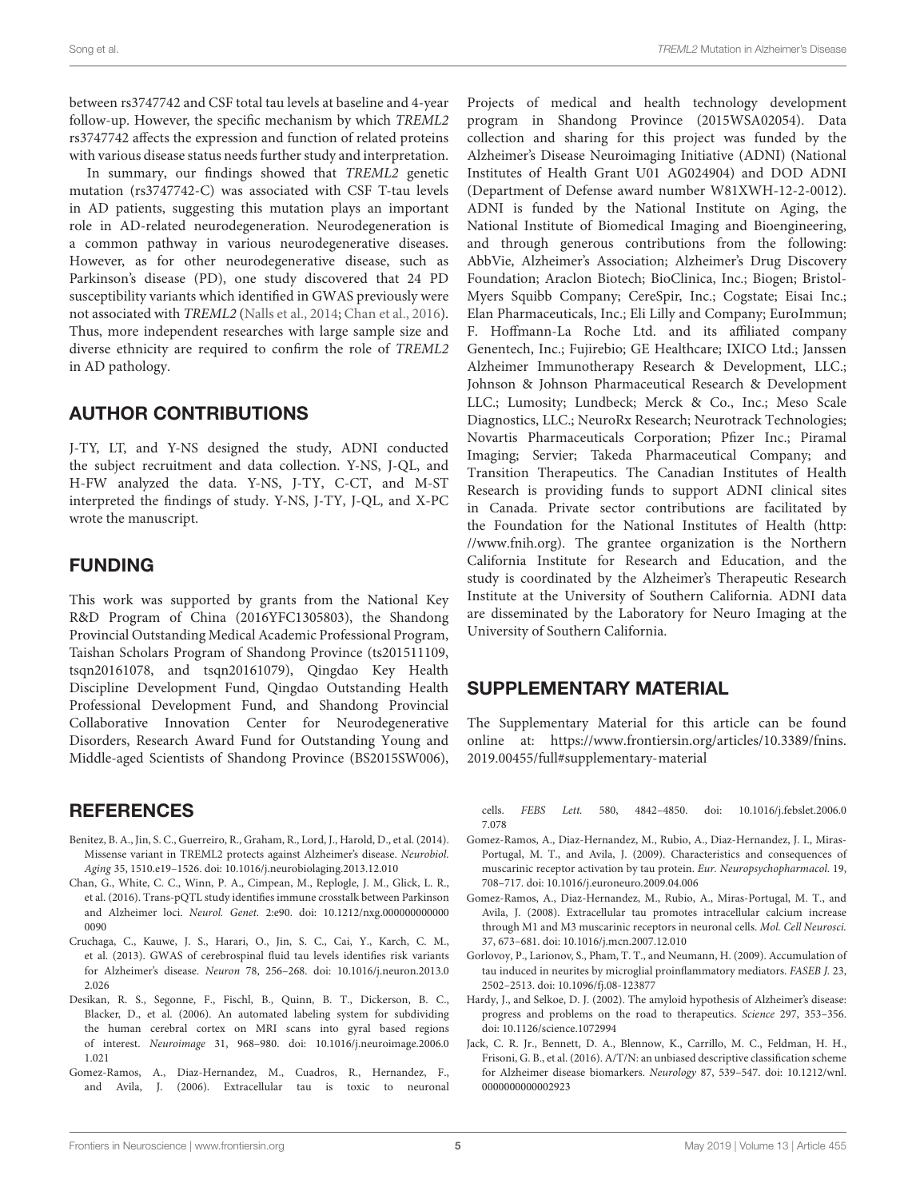between rs3747742 and CSF total tau levels at baseline and 4-year follow-up. However, the specific mechanism by which *TREML2* rs3747742 affects the expression and function of related proteins with various disease status needs further study and interpretation.

In summary, our findings showed that *TREML2* genetic mutation (rs3747742-C) was associated with CSF T-tau levels in AD patients, suggesting this mutation plays an important role in AD-related neurodegeneration. Neurodegeneration is a common pathway in various neurodegenerative diseases. However, as for other neurodegenerative disease, such as Parkinson's disease (PD), one study discovered that 24 PD susceptibility variants which identified in GWAS previously were not associated with *TREML2* (Nalls et al., 2014; Chan et al., 2016). Thus, more independent researches with large sample size and diverse ethnicity are required to confirm the role of *TREML2* in AD pathology.

## AUTHOR CONTRIBUTIONS

J-TY, LT, and Y-NS designed the study, ADNI conducted the subject recruitment and data collection. Y-NS, J-QL, and H-FW analyzed the data. Y-NS, J-TY, C-CT, and M-ST interpreted the findings of study. Y-NS, J-TY, J-QL, and X-PC wrote the manuscript.

## FUNDING

This work was supported by grants from the National Key R&D Program of China (2016YFC1305803), the Shandong Provincial Outstanding Medical Academic Professional Program, Taishan Scholars Program of Shandong Province (ts201511109, tsqn20161078, and tsqn20161079), Qingdao Key Health Discipline Development Fund, Qingdao Outstanding Health Professional Development Fund, and Shandong Provincial Collaborative Innovation Center for Neurodegenerative Disorders, Research Award Fund for Outstanding Young and Middle-aged Scientists of Shandong Province (BS2015SW006), Projects of medical and health technology development program in Shandong Province (2015WSA02054). Data collection and sharing for this project was funded by the Alzheimer's Disease Neuroimaging Initiative (ADNI) (National Institutes of Health Grant U01 AG024904) and DOD ADNI (Department of Defense award number W81XWH-12-2-0012). ADNI is funded by the National Institute on Aging, the National Institute of Biomedical Imaging and Bioengineering, and through generous contributions from the following: AbbVie, Alzheimer's Association; Alzheimer's Drug Discovery Foundation; Araclon Biotech; BioClinica, Inc.; Biogen; Bristol-Myers Squibb Company; CereSpir, Inc.; Cogstate; Eisai Inc.; Elan Pharmaceuticals, Inc.; Eli Lilly and Company; EuroImmun; F. Hoffmann-La Roche Ltd. and its affiliated company Genentech, Inc.; Fujirebio; GE Healthcare; IXICO Ltd.; Janssen Alzheimer Immunotherapy Research & Development, LLC.; Johnson & Johnson Pharmaceutical Research & Development LLC.; Lumosity; Lundbeck; Merck & Co., Inc.; Meso Scale Diagnostics, LLC.; NeuroRx Research; Neurotrack Technologies; Novartis Pharmaceuticals Corporation; Pfizer Inc.; Piramal Imaging; Servier; Takeda Pharmaceutical Company; and Transition Therapeutics. The Canadian Institutes of Health Research is providing funds to support ADNI clinical sites in Canada. Private sector contributions are facilitated by the Foundation for the National Institutes of Health (http://www.fnih.org). The grantee organization is the Northern California Institute for Research and Education, and the study is coordinated by the Alzheimer's Therapeutic Research Institute at the University of Southern California. ADNI data are disseminated by the Laboratory for Neuro Imaging at the University of Southern California.

## SUPPLEMENTARY MATERIAL

The Supplementary Material for this article can be found online at: https://www.frontiersin.org/articles/10.3389/fnins.2019.00455/full#supplementary-material

## REFERENCES

Benitez, B. A., Jin, S. C., Guerreiro, R., Graham, R., Lord, J., Harold, D., et al. (2014). Missense variant in TREML2 protects against Alzheimer's disease. *Neurobiol. Aging* 35, 1510.e19–1526. doi: 10.1016/j.neurobiolaging.2013.12.010

Chan, G., White, C. C., Winn, P. A., Cimpean, M., Replogle, J. M., Glick, L. R., et al. (2016). Trans-pQTL study identifies immune crosstalk between Parkinson and Alzheimer loci. *Neurol. Genet.* 2:e90. doi: 10.1212/nxg.0000000000000090

Cruchaga, C., Kauwe, J. S., Harari, O., Jin, S. C., Cai, Y., Karch, C. M., et al. (2013). GWAS of cerebrospinal fluid tau levels identifies risk variants for Alzheimer's disease. *Neuron* 78, 256–268. doi: 10.1016/j.neuron.2013.02.026

Desikan, R. S., Segonne, F., Fischl, B., Quinn, B. T., Dickerson, B. C., Blacker, D., et al. (2006). An automated labeling system for subdividing the human cerebral cortex on MRI scans into gyral based regions of interest. *Neuroimage* 31, 968–980. doi: 10.1016/j.neuroimage.2006.01.021

Gomez-Ramos, A., Diaz-Hernandez, M., Cuadros, R., Hernandez, F., and Avila, J. (2006). Extracellular tau is toxic to neuronal cells. *FEBS Lett.* 580, 4842–4850. doi: 10.1016/j.febslet.2006.07.078

Gomez-Ramos, A., Diaz-Hernandez, M., Rubio, A., Diaz-Hernandez, J. I., Miras-Portugal, M. T., and Avila, J. (2009). Characteristics and consequences of muscarinic receptor activation by tau protein. *Eur. Neuropsychopharmacol.* 19, 708–717. doi: 10.1016/j.euroneuro.2009.04.006

Gomez-Ramos, A., Diaz-Hernandez, M., Rubio, A., Miras-Portugal, M. T., and Avila, J. (2008). Extracellular tau promotes intracellular calcium increase through M1 and M3 muscarinic receptors in neuronal cells. *Mol. Cell Neurosci.* 37, 673–681. doi: 10.1016/j.mcn.2007.12.010

Gorlovoy, P., Larionov, S., Pham, T. T., and Neumann, H. (2009). Accumulation of tau induced in neurites by microglial proinflammatory mediators. *FASEB J.* 23, 2502–2513. doi: 10.1096/fj.08-123877

Hardy, J., and Selkoe, D. J. (2002). The amyloid hypothesis of Alzheimer's disease: progress and problems on the road to therapeutics. *Science* 297, 353–356. doi: 10.1126/science.1072994

Jack, C. R. Jr., Bennett, D. A., Blennow, K., Carrillo, M. C., Feldman, H. H., Frisoni, G. B., et al. (2016). A/T/N: an unbiased descriptive classification scheme for Alzheimer disease biomarkers. *Neurology* 87, 539–547. doi: 10.1212/wnl.0000000000002923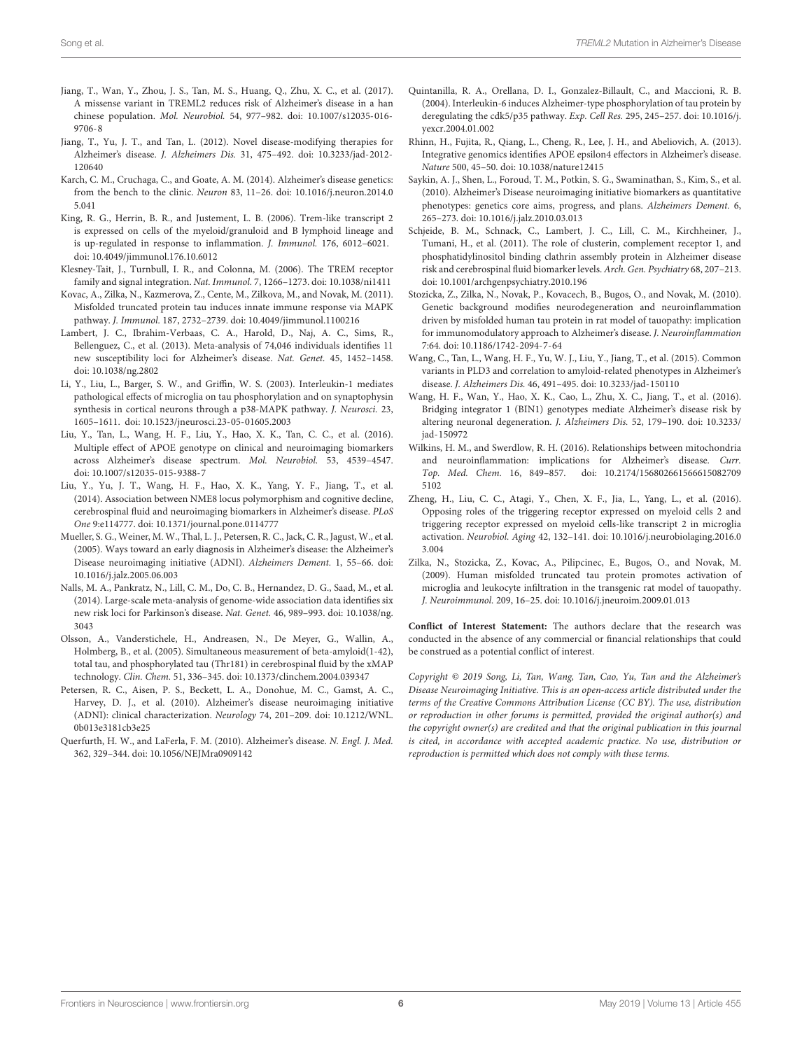Jiang, T., Wan, Y., Zhou, J. S., Tan, M. S., Huang, Q., Zhu, X. C., et al. (2017). A missense variant in TREML2 reduces risk of Alzheimer's disease in a han chinese population. *Mol. Neurobiol.* 54, 977–982. doi: 10.1007/s12035-016-9706-8

Jiang, T., Yu, J. T., and Tan, L. (2012). Novel disease-modifying therapies for Alzheimer's disease. *J. Alzheimers Dis.* 31, 475–492. doi: 10.3233/jad-2012-120640

Karch, C. M., Cruchaga, C., and Goate, A. M. (2014). Alzheimer's disease genetics: from the bench to the clinic. *Neuron* 83, 11–26. doi: 10.1016/j.neuron.2014.05.041

King, R. G., Herrin, B. R., and Justement, L. B. (2006). Trem-like transcript 2 is expressed on cells of the myeloid/granuloid and B lymphoid lineage and is up-regulated in response to inflammation. *J. Immunol.* 176, 6012–6021. doi: 10.4049/jimmunol.176.10.6012

Klesney-Tait, J., Turnbull, I. R., and Colonna, M. (2006). The TREM receptor family and signal integration. *Nat. Immunol.* 7, 1266–1273. doi: 10.1038/ni1411

Kovac, A., Zilka, N., Kazmerova, Z., Cente, M., Zilkova, M., and Novak, M. (2011). Misfolded truncated protein tau induces innate immune response via MAPK pathway. *J. Immunol.* 187, 2732–2739. doi: 10.4049/jimmunol.1100216

Lambert, J. C., Ibrahim-Verbaas, C. A., Harold, D., Naj, A. C., Sims, R., Bellenguez, C., et al. (2013). Meta-analysis of 74,046 individuals identifies 11 new susceptibility loci for Alzheimer's disease. *Nat. Genet.* 45, 1452–1458. doi: 10.1038/ng.2802

Li, Y., Liu, L., Barger, S. W., and Griffin, W. S. (2003). Interleukin-1 mediates pathological effects of microglia on tau phosphorylation and on synaptophysin synthesis in cortical neurons through a p38-MAPK pathway. *J. Neurosci.* 23, 1605–1611. doi: 10.1523/jneurosci.23-05-01605.2003

Liu, Y., Tan, L., Wang, H. F., Liu, Y., Hao, X. K., Tan, C. C., et al. (2016). Multiple effect of APOE genotype on clinical and neuroimaging biomarkers across Alzheimer's disease spectrum. *Mol. Neurobiol.* 53, 4539–4547. doi: 10.1007/s12035-015-9388-7

Liu, Y., Yu, J. T., Wang, H. F., Hao, X. K., Yang, Y. F., Jiang, T., et al. (2014). Association between NME8 locus polymorphism and cognitive decline, cerebrospinal fluid and neuroimaging biomarkers in Alzheimer's disease. *PLoS One* 9:e114777. doi: 10.1371/journal.pone.0114777

Mueller, S. G., Weiner, M. W., Thal, L. J., Petersen, R. C., Jack, C. R., Jagust, W., et al. (2005). Ways toward an early diagnosis in Alzheimer's disease: the Alzheimer's Disease neuroimaging initiative (ADNI). *Alzheimers Dement.* 1, 55–66. doi: 10.1016/j.jalz.2005.06.003

Nalls, M. A., Pankratz, N., Lill, C. M., Do, C. B., Hernandez, D. G., Saad, M., et al. (2014). Large-scale meta-analysis of genome-wide association data identifies six new risk loci for Parkinson's disease. *Nat. Genet.* 46, 989–993. doi: 10.1038/ng.3043

Olsson, A., Vanderstichele, H., Andreasen, N., De Meyer, G., Wallin, A., Holmberg, B., et al. (2005). Simultaneous measurement of beta-amyloid(1-42), total tau, and phosphorylated tau (Thr181) in cerebrospinal fluid by the xMAP technology. *Clin. Chem.* 51, 336–345. doi: 10.1373/clinchem.2004.039347

Petersen, R. C., Aisen, P. S., Beckett, L. A., Donohue, M. C., Gamst, A. C., Harvey, D. J., et al. (2010). Alzheimer's disease neuroimaging initiative (ADNI): clinical characterization. *Neurology* 74, 201–209. doi: 10.1212/WNL.0b013e3181cb3e25

Querfurth, H. W., and LaFerla, F. M. (2010). Alzheimer's disease. *N. Engl. J. Med.* 362, 329–344. doi: 10.1056/NEJMra0909142

Quintanilla, R. A., Orellana, D. I., Gonzalez-Billault, C., and Maccioni, R. B. (2004). Interleukin-6 induces Alzheimer-type phosphorylation of tau protein by deregulating the cdk5/p35 pathway. *Exp. Cell Res.* 295, 245–257. doi: 10.1016/j.yexcr.2004.01.002

Rhinn, H., Fujita, R., Qiang, L., Cheng, R., Lee, J. H., and Abeliovich, A. (2013). Integrative genomics identifies APOE epsilon4 effectors in Alzheimer's disease. *Nature* 500, 45–50. doi: 10.1038/nature12415

Saykin, A. J., Shen, L., Foroud, T. M., Potkin, S. G., Swaminathan, S., Kim, S., et al. (2010). Alzheimer's Disease neuroimaging initiative biomarkers as quantitative phenotypes: genetics core aims, progress, and plans. *Alzheimers Dement.* 6, 265–273. doi: 10.1016/j.jalz.2010.03.013

Schjeide, B. M., Schnack, C., Lambert, J. C., Lill, C. M., Kirchheiner, J., Tumani, H., et al. (2011). The role of clusterin, complement receptor 1, and phosphatidylinositol binding clathrin assembly protein in Alzheimer disease risk and cerebrospinal fluid biomarker levels. *Arch. Gen. Psychiatry* 68, 207–213. doi: 10.1001/archgenpsychiatry.2010.196

Stozicka, Z., Zilka, N., Novak, P., Kovacech, B., Bugos, O., and Novak, M. (2010). Genetic background modifies neurodegeneration and neuroinflammation driven by misfolded human tau protein in rat model of tauopathy: implication for immunomodulatory approach to Alzheimer's disease. *J. Neuroinflammation* 7:64. doi: 10.1186/1742-2094-7-64

Wang, C., Tan, L., Wang, H. F., Yu, W. J., Liu, Y., Jiang, T., et al. (2015). Common variants in PLD3 and correlation to amyloid-related phenotypes in Alzheimer's disease. *J. Alzheimers Dis.* 46, 491–495. doi: 10.3233/jad-150110

Wang, H. F., Wan, Y., Hao, X. K., Cao, L., Zhu, X. C., Jiang, T., et al. (2016). Bridging integrator 1 (BIN1) genotypes mediate Alzheimer's disease risk by altering neuronal degeneration. *J. Alzheimers Dis.* 52, 179–190. doi: 10.3233/jad-150972

Wilkins, H. M., and Swerdlow, R. H. (2016). Relationships between mitochondria and neuroinflammation: implications for Alzheimer's disease. *Curr. Top. Med. Chem.* 16, 849–857. doi: 10.2174/1568026615666150827095102

Zheng, H., Liu, C. C., Atagi, Y., Chen, X. F., Jia, L., Yang, L., et al. (2016). Opposing roles of the triggering receptor expressed on myeloid cells 2 and triggering receptor expressed on myeloid cells-like transcript 2 in microglia activation. *Neurobiol. Aging* 42, 132–141. doi: 10.1016/j.neurobiolaging.2016.03.004

Zilka, N., Stozicka, Z., Kovac, A., Pilipcinec, E., Bugos, O., and Novak, M. (2009). Human misfolded truncated tau protein promotes activation of microglia and leukocyte infiltration in the transgenic rat model of tauopathy. *J. Neuroimmunol.* 209, 16–25. doi: 10.1016/j.jneuroim.2009.01.013

**Conflict of Interest Statement:** The authors declare that the research was conducted in the absence of any commercial or financial relationships that could be construed as a potential conflict of interest.

*Copyright © 2019 Song, Li, Tan, Wang, Tan, Cao, Yu, Tan and the Alzheimer's Disease Neuroimaging Initiative. This is an open-access article distributed under the terms of the Creative Commons Attribution License (CC BY). The use, distribution or reproduction in other forums is permitted, provided the original author(s) and the copyright owner(s) are credited and that the original publication in this journal is cited, in accordance with accepted academic practice. No use, distribution or reproduction is permitted which does not comply with these terms.*